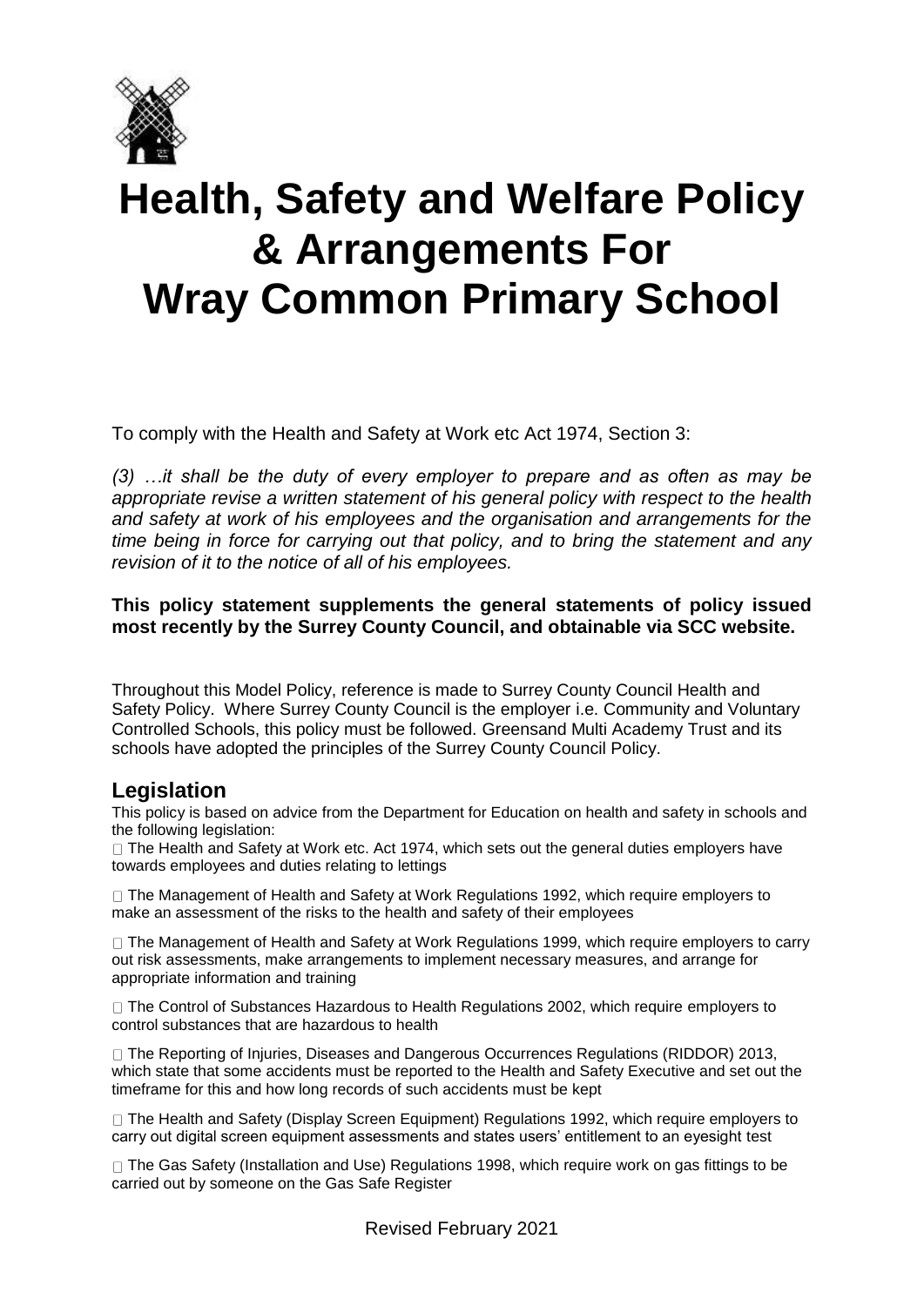# Health, Safety and Welfare Policy & Arrangements For Wray Common Primary School

To comply with the Health and Safety at Work etc Act 1974, Section 3:

*(3) …it shall be the duty of every employer to prepare and as often as may be appropriate revise a written statement of his general policy with respect to the health and safety at work of his employees and the organisation and arrangements for the time being in force for carrying out that policy, and to bring the statement and any revision of it to the notice of all of his employees.*

**This policy statement supplements the general statements of policy issued most recently by the Surrey County Council, and obtainable via SCC website.**

Throughout this Model Policy, reference is made to Surrey County Council Health and Safety Policy. Where Surrey County Council is the employer i.e. Community and Voluntary Controlled Schools, this policy must be followed. Greensand Multi Academy Trust and its schools have adopted the principles of the Surrey County Council Policy.

## Legislation

This policy is based on advice from the Department for Education on health and safety in schools and the following legislation:

- The Health and Safety at Work etc. Act 1974, which sets out the general duties employers have towards employees and duties relating to lettings
- The Management of Health and Safety at Work Regulations 1992, which require employers to make an assessment of the risks to the health and safety of their employees
- The Management of Health and Safety at Work Regulations 1999, which require employers to carry out risk assessments, make arrangements to implement necessary measures, and arrange for appropriate information and training
- The Control of Substances Hazardous to Health Regulations 2002, which require employers to control substances that are hazardous to health
- The Reporting of Injuries, Diseases and Dangerous Occurrences Regulations (RIDDOR) 2013, which state that some accidents must be reported to the Health and Safety Executive and set out the timeframe for this and how long records of such accidents must be kept
- The Health and Safety (Display Screen Equipment) Regulations 1992, which require employers to carry out digital screen equipment assessments and states users' entitlement to an eyesight test
- The Gas Safety (Installation and Use) Regulations 1998, which require work on gas fittings to be carried out by someone on the Gas Safe Register

Revised February 2021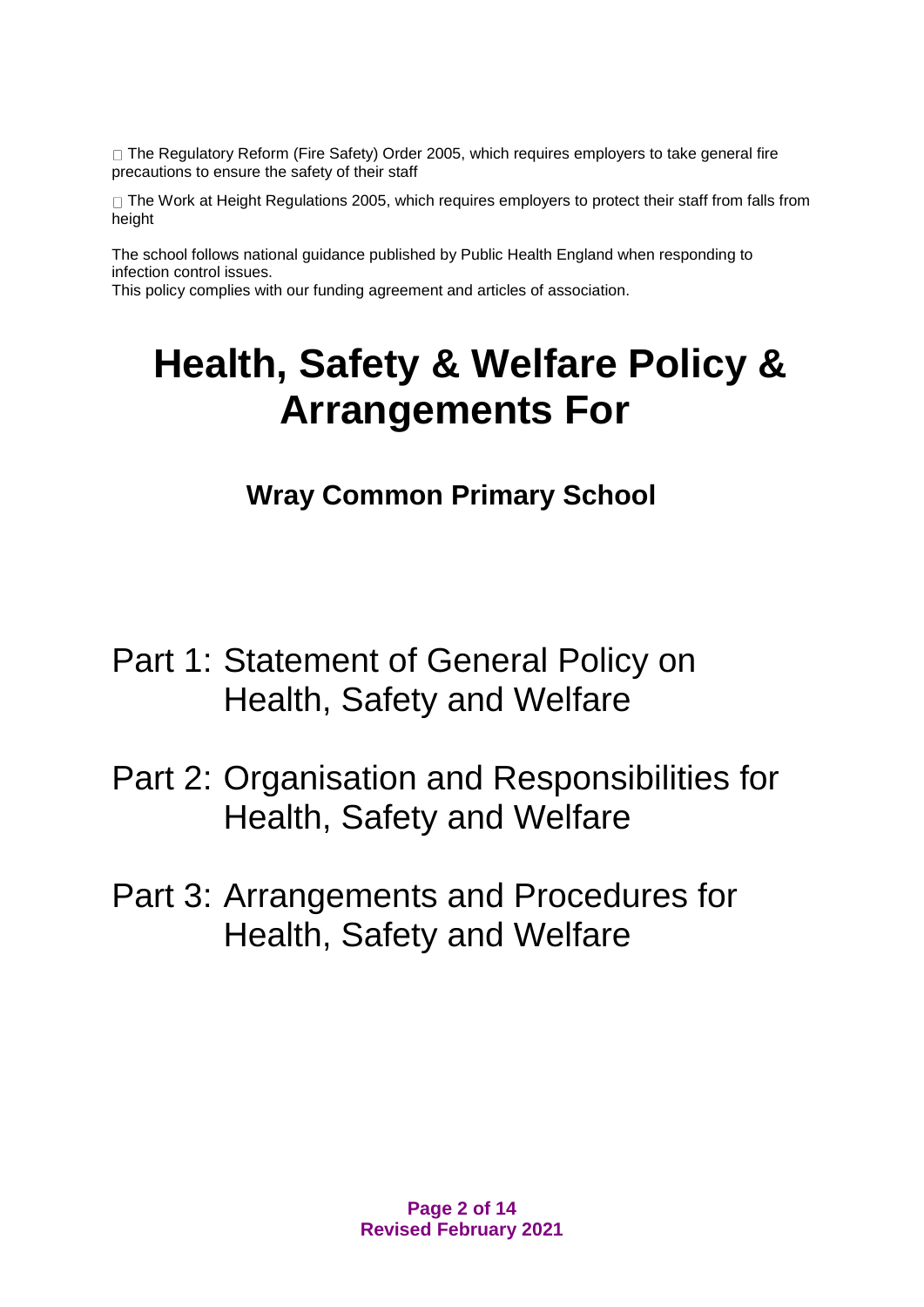- The Regulatory Reform (Fire Safety) Order 2005, which requires employers to take general fire precautions to ensure the safety of their staff
- The Work at Height Regulations 2005, which requires employers to protect their staff from falls from height

The school follows national guidance published by Public Health England when responding to infection control issues.
This policy complies with our funding agreement and articles of association.

# Health, Safety & Welfare Policy & Arrangements For

## Wray Common Primary School

Part 1: Statement of General Policy on Health, Safety and Welfare

Part 2: Organisation and Responsibilities for Health, Safety and Welfare

Part 3: Arrangements and Procedures for Health, Safety and Welfare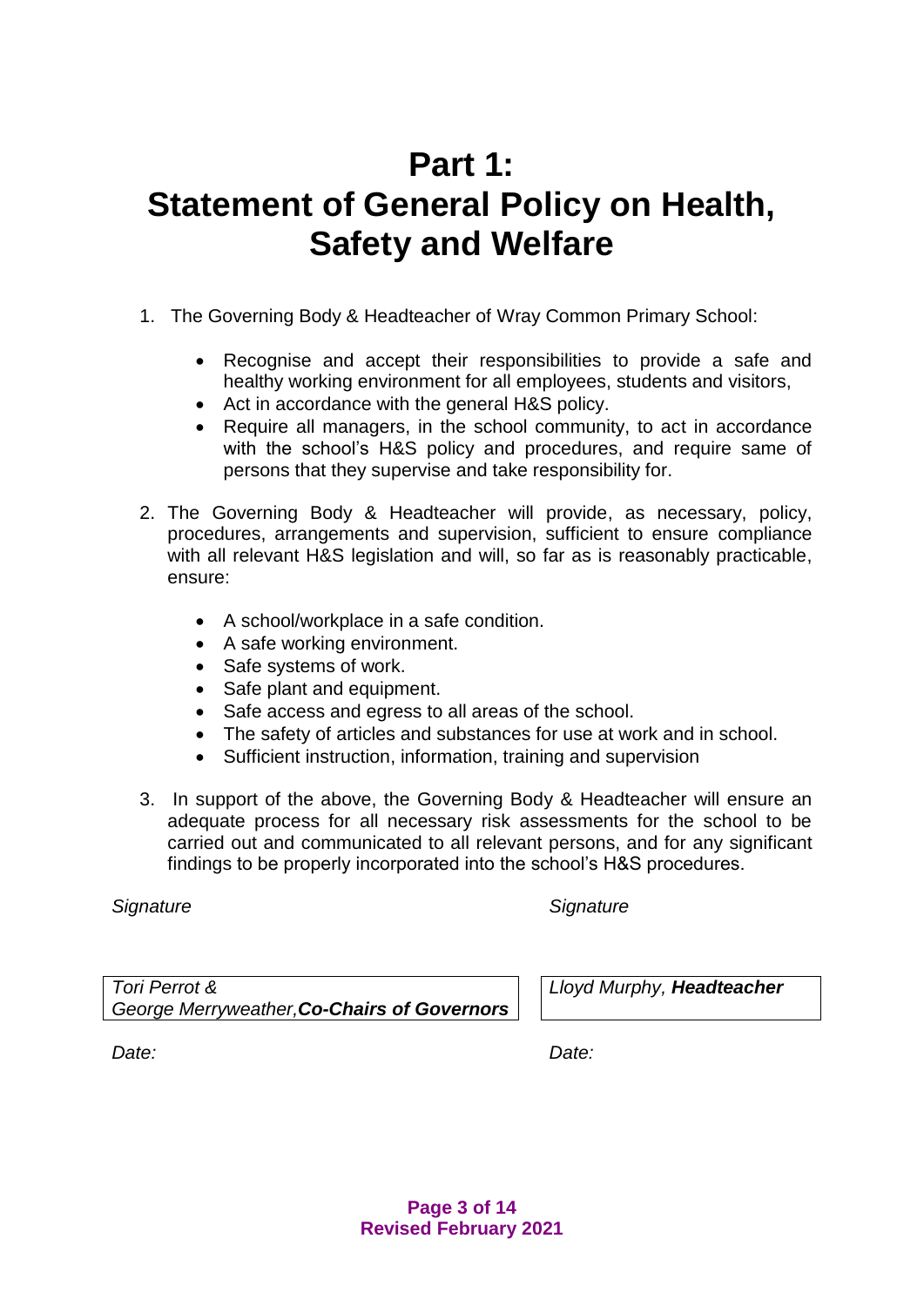# Part 1:
# Statement of General Policy on Health, Safety and Welfare

1. The Governing Body & Headteacher of Wray Common Primary School:

   - Recognise and accept their responsibilities to provide a safe and healthy working environment for all employees, students and visitors,
   - Act in accordance with the general H&S policy.
   - Require all managers, in the school community, to act in accordance with the school's H&S policy and procedures, and require same of persons that they supervise and take responsibility for.

2. The Governing Body & Headteacher will provide, as necessary, policy, procedures, arrangements and supervision, sufficient to ensure compliance with all relevant H&S legislation and will, so far as is reasonably practicable, ensure:

   - A school/workplace in a safe condition.
   - A safe working environment.
   - Safe systems of work.
   - Safe plant and equipment.
   - Safe access and egress to all areas of the school.
   - The safety of articles and substances for use at work and in school.
   - Sufficient instruction, information, training and supervision

3. In support of the above, the Governing Body & Headteacher will ensure an adequate process for all necessary risk assessments for the school to be carried out and communicated to all relevant persons, and for any significant findings to be properly incorporated into the school's H&S procedures.

*Signature*

*Tori Perrot &*
*George Merryweather,* ***Co-Chairs of Governors***

*Date:*

*Signature*

*Lloyd Murphy,* ***Headteacher***

*Date:*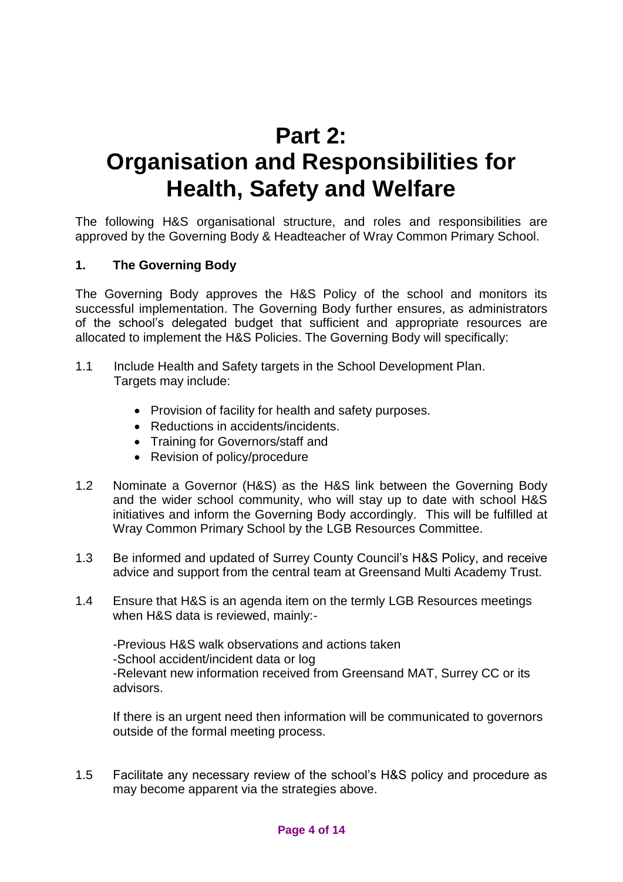# Part 2:
# Organisation and Responsibilities for Health, Safety and Welfare

The following H&S organisational structure, and roles and responsibilities are approved by the Governing Body & Headteacher of Wray Common Primary School.

## 1. The Governing Body

The Governing Body approves the H&S Policy of the school and monitors its successful implementation. The Governing Body further ensures, as administrators of the school's delegated budget that sufficient and appropriate resources are allocated to implement the H&S Policies. The Governing Body will specifically:

1.1 Include Health and Safety targets in the School Development Plan. Targets may include:

- Provision of facility for health and safety purposes.
- Reductions in accidents/incidents.
- Training for Governors/staff and
- Revision of policy/procedure

1.2 Nominate a Governor (H&S) as the H&S link between the Governing Body and the wider school community, who will stay up to date with school H&S initiatives and inform the Governing Body accordingly. This will be fulfilled at Wray Common Primary School by the LGB Resources Committee.

1.3 Be informed and updated of Surrey County Council's H&S Policy, and receive advice and support from the central team at Greensand Multi Academy Trust.

1.4 Ensure that H&S is an agenda item on the termly LGB Resources meetings when H&S data is reviewed, mainly:-

-Previous H&S walk observations and actions taken
-School accident/incident data or log
-Relevant new information received from Greensand MAT, Surrey CC or its advisors.

If there is an urgent need then information will be communicated to governors outside of the formal meeting process.

1.5 Facilitate any necessary review of the school's H&S policy and procedure as may become apparent via the strategies above.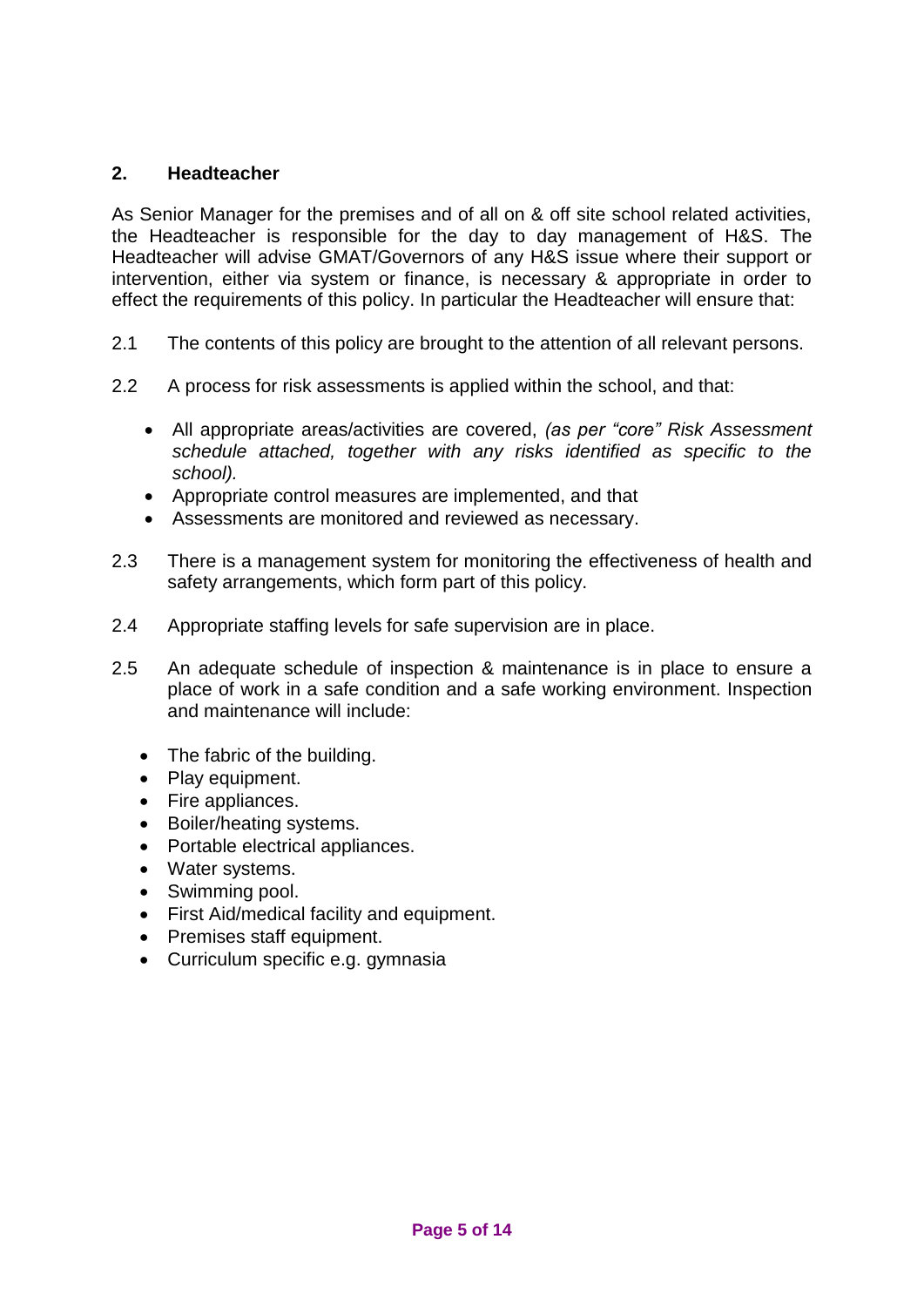## 2. Headteacher

As Senior Manager for the premises and of all on & off site school related activities, the Headteacher is responsible for the day to day management of H&S. The Headteacher will advise GMAT/Governors of any H&S issue where their support or intervention, either via system or finance, is necessary & appropriate in order to effect the requirements of this policy. In particular the Headteacher will ensure that:

2.1 The contents of this policy are brought to the attention of all relevant persons.

2.2 A process for risk assessments is applied within the school, and that:

- All appropriate areas/activities are covered, *(as per "core" Risk Assessment schedule attached, together with any risks identified as specific to the school).*
- Appropriate control measures are implemented, and that
- Assessments are monitored and reviewed as necessary.

2.3 There is a management system for monitoring the effectiveness of health and safety arrangements, which form part of this policy.

2.4 Appropriate staffing levels for safe supervision are in place.

2.5 An adequate schedule of inspection & maintenance is in place to ensure a place of work in a safe condition and a safe working environment. Inspection and maintenance will include:

- The fabric of the building.
- Play equipment.
- Fire appliances.
- Boiler/heating systems.
- Portable electrical appliances.
- Water systems.
- Swimming pool.
- First Aid/medical facility and equipment.
- Premises staff equipment.
- Curriculum specific e.g. gymnasia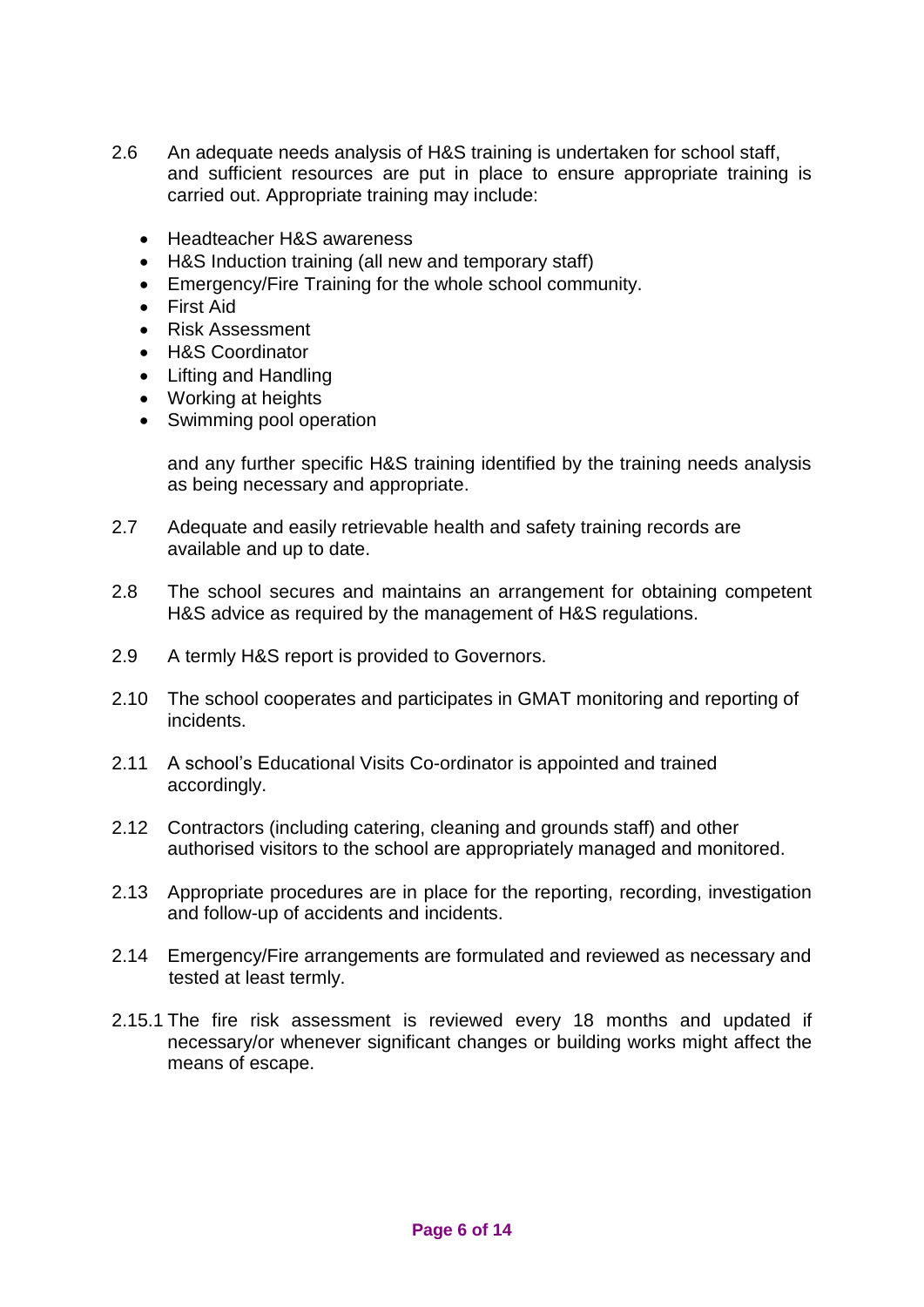2.6 An adequate needs analysis of H&S training is undertaken for school staff, and sufficient resources are put in place to ensure appropriate training is carried out. Appropriate training may include:

- Headteacher H&S awareness
- H&S Induction training (all new and temporary staff)
- Emergency/Fire Training for the whole school community.
- First Aid
- Risk Assessment
- H&S Coordinator
- Lifting and Handling
- Working at heights
- Swimming pool operation

and any further specific H&S training identified by the training needs analysis as being necessary and appropriate.

2.7 Adequate and easily retrievable health and safety training records are available and up to date.

2.8 The school secures and maintains an arrangement for obtaining competent H&S advice as required by the management of H&S regulations.

2.9 A termly H&S report is provided to Governors.

2.10 The school cooperates and participates in GMAT monitoring and reporting of incidents.

2.11 A school's Educational Visits Co-ordinator is appointed and trained accordingly.

2.12 Contractors (including catering, cleaning and grounds staff) and other authorised visitors to the school are appropriately managed and monitored.

2.13 Appropriate procedures are in place for the reporting, recording, investigation and follow-up of accidents and incidents.

2.14 Emergency/Fire arrangements are formulated and reviewed as necessary and tested at least termly.

2.15.1 The fire risk assessment is reviewed every 18 months and updated if necessary/or whenever significant changes or building works might affect the means of escape.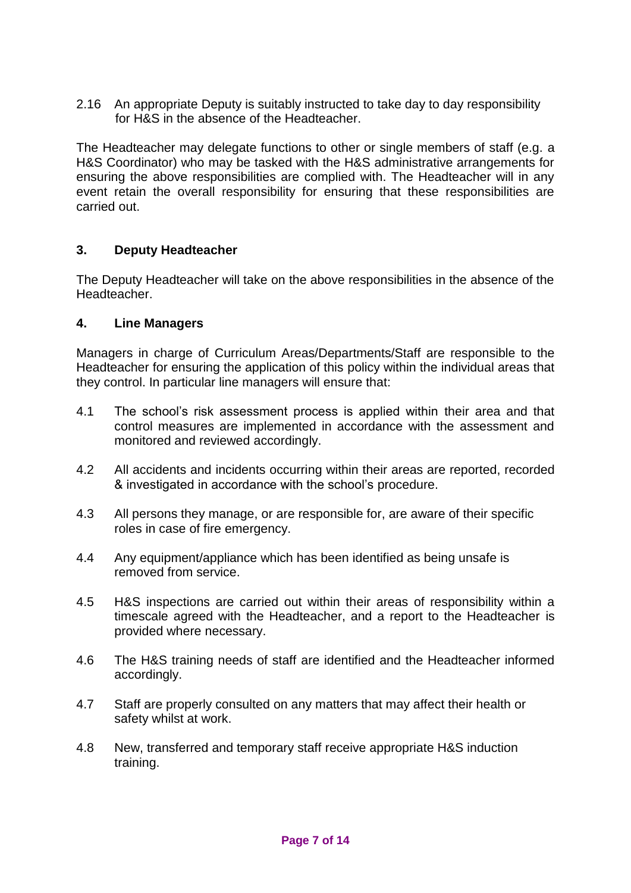2.16 An appropriate Deputy is suitably instructed to take day to day responsibility for H&S in the absence of the Headteacher.

The Headteacher may delegate functions to other or single members of staff (e.g. a H&S Coordinator) who may be tasked with the H&S administrative arrangements for ensuring the above responsibilities are complied with. The Headteacher will in any event retain the overall responsibility for ensuring that these responsibilities are carried out.

## 3. Deputy Headteacher

The Deputy Headteacher will take on the above responsibilities in the absence of the Headteacher.

## 4. Line Managers

Managers in charge of Curriculum Areas/Departments/Staff are responsible to the Headteacher for ensuring the application of this policy within the individual areas that they control. In particular line managers will ensure that:

4.1 The school's risk assessment process is applied within their area and that control measures are implemented in accordance with the assessment and monitored and reviewed accordingly.

4.2 All accidents and incidents occurring within their areas are reported, recorded & investigated in accordance with the school's procedure.

4.3 All persons they manage, or are responsible for, are aware of their specific roles in case of fire emergency.

4.4 Any equipment/appliance which has been identified as being unsafe is removed from service.

4.5 H&S inspections are carried out within their areas of responsibility within a timescale agreed with the Headteacher, and a report to the Headteacher is provided where necessary.

4.6 The H&S training needs of staff are identified and the Headteacher informed accordingly.

4.7 Staff are properly consulted on any matters that may affect their health or safety whilst at work.

4.8 New, transferred and temporary staff receive appropriate H&S induction training.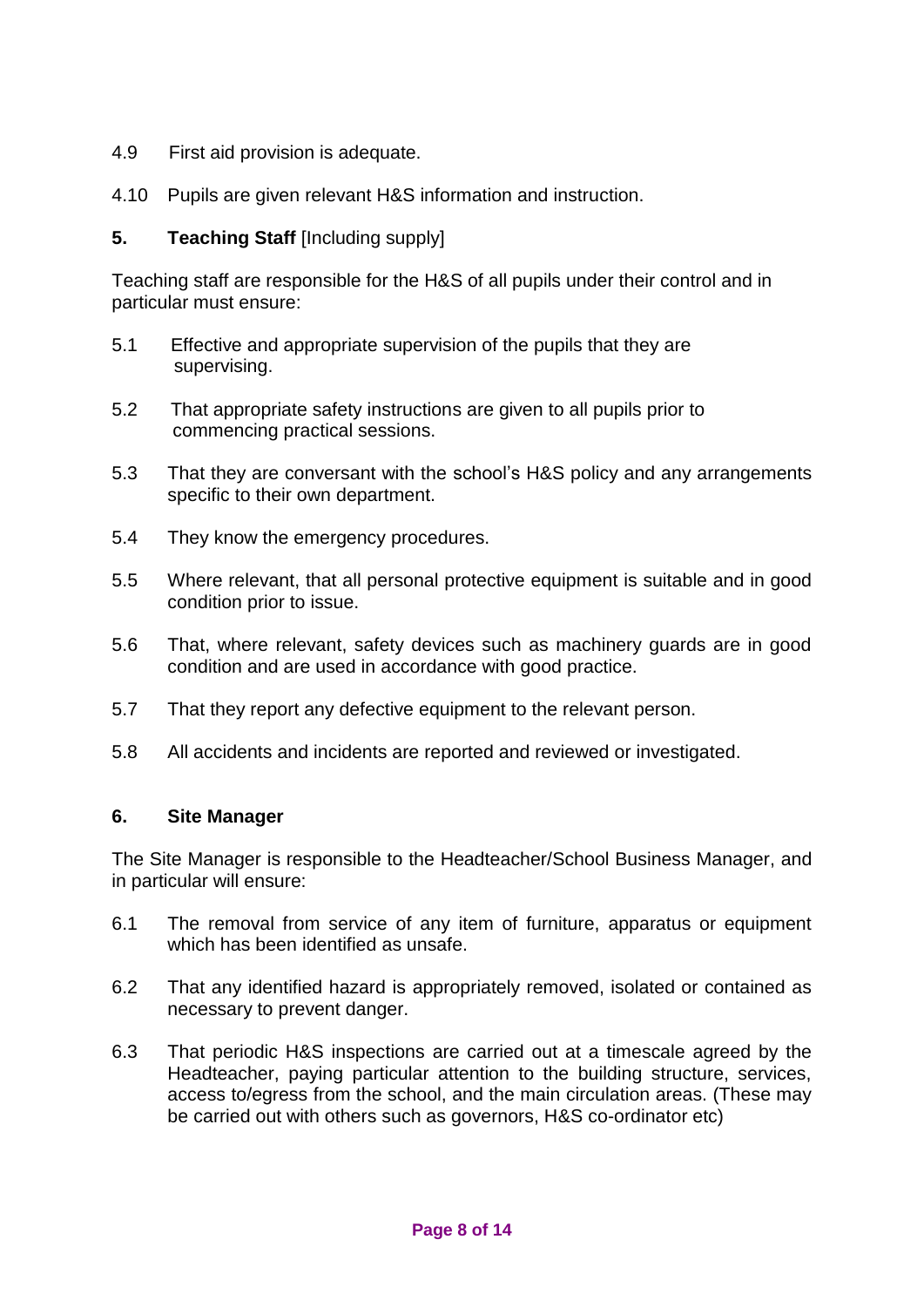4.9 First aid provision is adequate.

4.10 Pupils are given relevant H&S information and instruction.

## 5. Teaching Staff [Including supply]

Teaching staff are responsible for the H&S of all pupils under their control and in particular must ensure:

5.1 Effective and appropriate supervision of the pupils that they are supervising.

5.2 That appropriate safety instructions are given to all pupils prior to commencing practical sessions.

5.3 That they are conversant with the school's H&S policy and any arrangements specific to their own department.

5.4 They know the emergency procedures.

5.5 Where relevant, that all personal protective equipment is suitable and in good condition prior to issue.

5.6 That, where relevant, safety devices such as machinery guards are in good condition and are used in accordance with good practice.

5.7 That they report any defective equipment to the relevant person.

5.8 All accidents and incidents are reported and reviewed or investigated.

## 6. Site Manager

The Site Manager is responsible to the Headteacher/School Business Manager, and in particular will ensure:

6.1 The removal from service of any item of furniture, apparatus or equipment which has been identified as unsafe.

6.2 That any identified hazard is appropriately removed, isolated or contained as necessary to prevent danger.

6.3 That periodic H&S inspections are carried out at a timescale agreed by the Headteacher, paying particular attention to the building structure, services, access to/egress from the school, and the main circulation areas. (These may be carried out with others such as governors, H&S co-ordinator etc)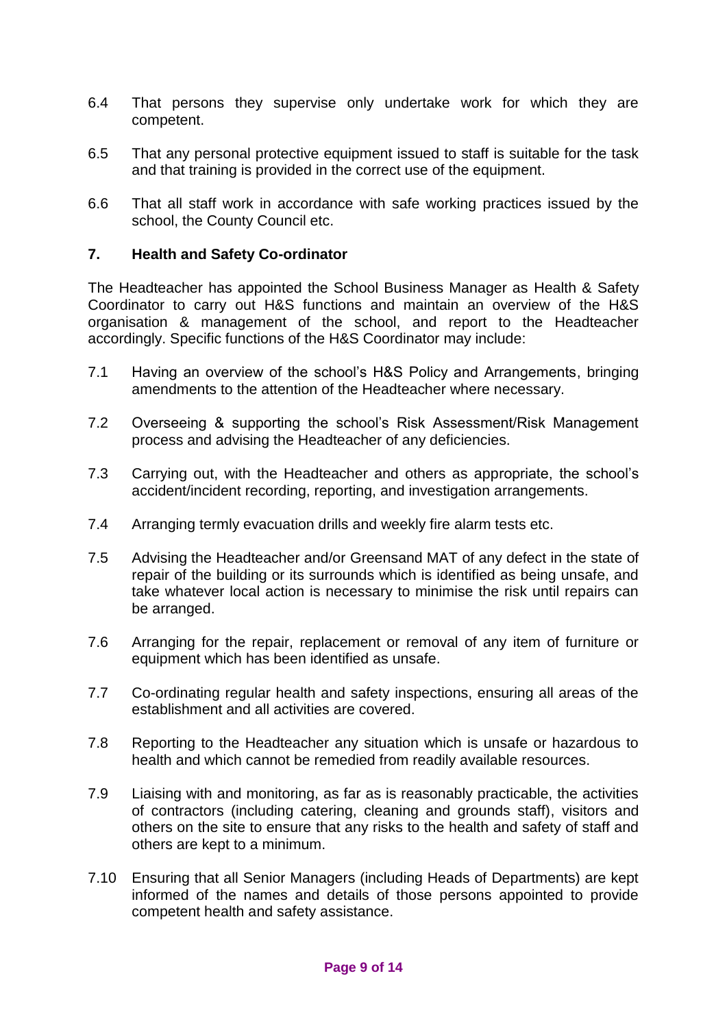6.4 That persons they supervise only undertake work for which they are competent.

6.5 That any personal protective equipment issued to staff is suitable for the task and that training is provided in the correct use of the equipment.

6.6 That all staff work in accordance with safe working practices issued by the school, the County Council etc.

## 7. Health and Safety Co-ordinator

The Headteacher has appointed the School Business Manager as Health & Safety Coordinator to carry out H&S functions and maintain an overview of the H&S organisation & management of the school, and report to the Headteacher accordingly. Specific functions of the H&S Coordinator may include:

7.1 Having an overview of the school's H&S Policy and Arrangements, bringing amendments to the attention of the Headteacher where necessary.

7.2 Overseeing & supporting the school's Risk Assessment/Risk Management process and advising the Headteacher of any deficiencies.

7.3 Carrying out, with the Headteacher and others as appropriate, the school's accident/incident recording, reporting, and investigation arrangements.

7.4 Arranging termly evacuation drills and weekly fire alarm tests etc.

7.5 Advising the Headteacher and/or Greensand MAT of any defect in the state of repair of the building or its surrounds which is identified as being unsafe, and take whatever local action is necessary to minimise the risk until repairs can be arranged.

7.6 Arranging for the repair, replacement or removal of any item of furniture or equipment which has been identified as unsafe.

7.7 Co-ordinating regular health and safety inspections, ensuring all areas of the establishment and all activities are covered.

7.8 Reporting to the Headteacher any situation which is unsafe or hazardous to health and which cannot be remedied from readily available resources.

7.9 Liaising with and monitoring, as far as is reasonably practicable, the activities of contractors (including catering, cleaning and grounds staff), visitors and others on the site to ensure that any risks to the health and safety of staff and others are kept to a minimum.

7.10 Ensuring that all Senior Managers (including Heads of Departments) are kept informed of the names and details of those persons appointed to provide competent health and safety assistance.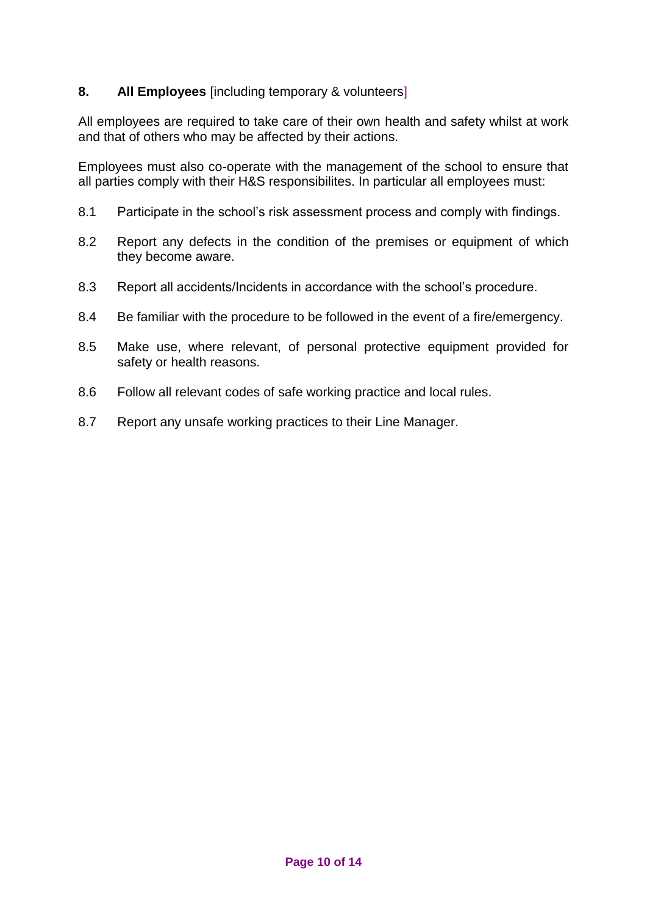## 8. All Employees [including temporary & volunteers]

All employees are required to take care of their own health and safety whilst at work and that of others who may be affected by their actions.

Employees must also co-operate with the management of the school to ensure that all parties comply with their H&S responsibilites. In particular all employees must:

8.1 Participate in the school's risk assessment process and comply with findings.

8.2 Report any defects in the condition of the premises or equipment of which they become aware.

8.3 Report all accidents/Incidents in accordance with the school's procedure.

8.4 Be familiar with the procedure to be followed in the event of a fire/emergency.

8.5 Make use, where relevant, of personal protective equipment provided for safety or health reasons.

8.6 Follow all relevant codes of safe working practice and local rules.

8.7 Report any unsafe working practices to their Line Manager.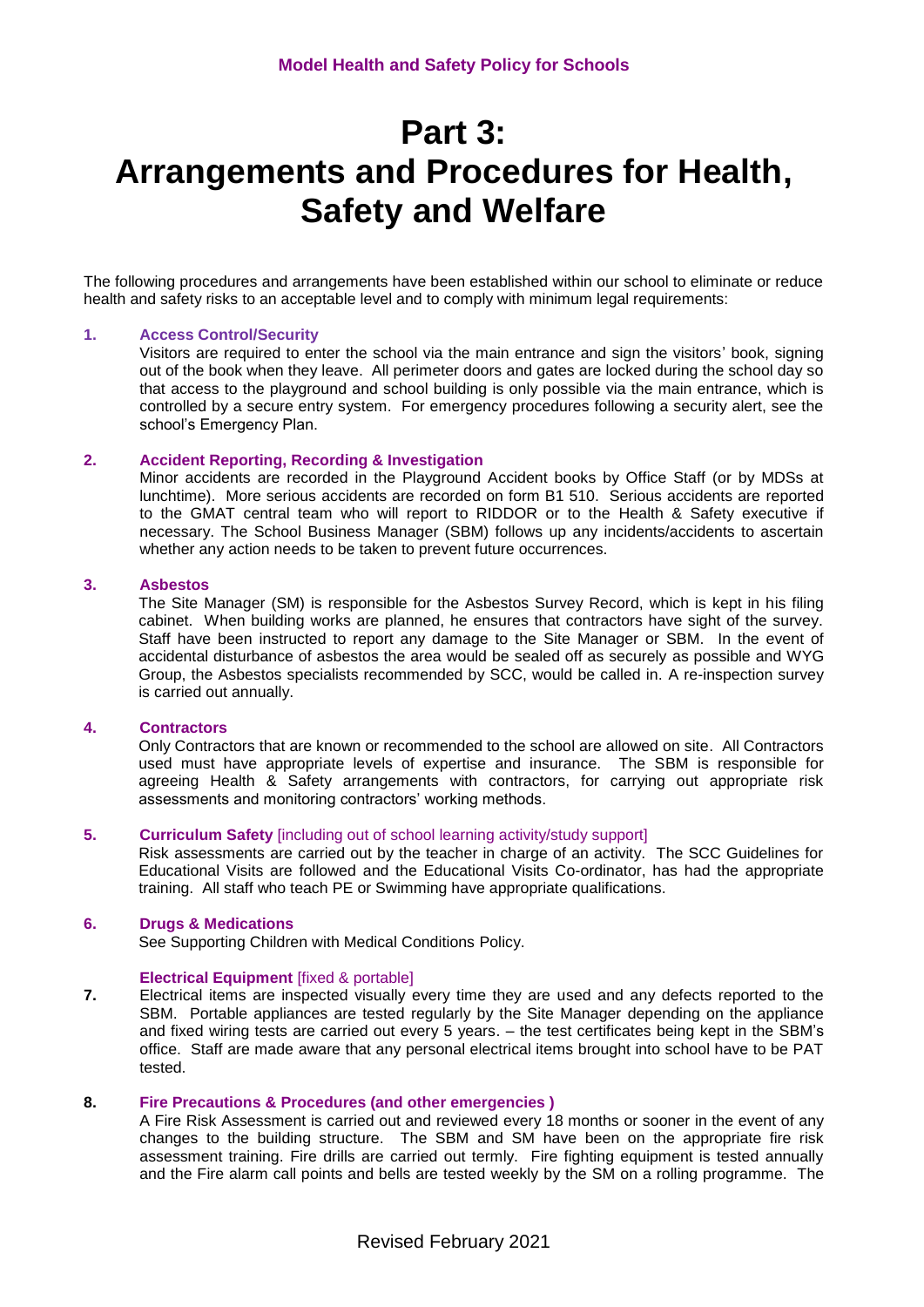# Part 3: Arrangements and Procedures for Health, Safety and Welfare

The following procedures and arrangements have been established within our school to eliminate or reduce health and safety risks to an acceptable level and to comply with minimum legal requirements:

### 1. Access Control/Security

Visitors are required to enter the school via the main entrance and sign the visitors' book, signing out of the book when they leave. All perimeter doors and gates are locked during the school day so that access to the playground and school building is only possible via the main entrance, which is controlled by a secure entry system. For emergency procedures following a security alert, see the school's Emergency Plan.

### 2. Accident Reporting, Recording & Investigation

Minor accidents are recorded in the Playground Accident books by Office Staff (or by MDSs at lunchtime). More serious accidents are recorded on form B1 510. Serious accidents are reported to the GMAT central team who will report to RIDDOR or to the Health & Safety executive if necessary. The School Business Manager (SBM) follows up any incidents/accidents to ascertain whether any action needs to be taken to prevent future occurrences.

### 3. Asbestos

The Site Manager (SM) is responsible for the Asbestos Survey Record, which is kept in his filing cabinet. When building works are planned, he ensures that contractors have sight of the survey. Staff have been instructed to report any damage to the Site Manager or SBM. In the event of accidental disturbance of asbestos the area would be sealed off as securely as possible and WYG Group, the Asbestos specialists recommended by SCC, would be called in. A re-inspection survey is carried out annually.

### 4. Contractors

Only Contractors that are known or recommended to the school are allowed on site. All Contractors used must have appropriate levels of expertise and insurance. The SBM is responsible for agreeing Health & Safety arrangements with contractors, for carrying out appropriate risk assessments and monitoring contractors' working methods.

### 5. Curriculum Safety [including out of school learning activity/study support]

Risk assessments are carried out by the teacher in charge of an activity. The SCC Guidelines for Educational Visits are followed and the Educational Visits Co-ordinator, has had the appropriate training. All staff who teach PE or Swimming have appropriate qualifications.

### 6. Drugs & Medications

See Supporting Children with Medical Conditions Policy.

### 7. Electrical Equipment [fixed & portable]

Electrical items are inspected visually every time they are used and any defects reported to the SBM. Portable appliances are tested regularly by the Site Manager depending on the appliance and fixed wiring tests are carried out every 5 years. – the test certificates being kept in the SBM's office. Staff are made aware that any personal electrical items brought into school have to be PAT tested.

### 8. Fire Precautions & Procedures (and other emergencies )

A Fire Risk Assessment is carried out and reviewed every 18 months or sooner in the event of any changes to the building structure. The SBM and SM have been on the appropriate fire risk assessment training. Fire drills are carried out termly. Fire fighting equipment is tested annually and the Fire alarm call points and bells are tested weekly by the SM on a rolling programme. The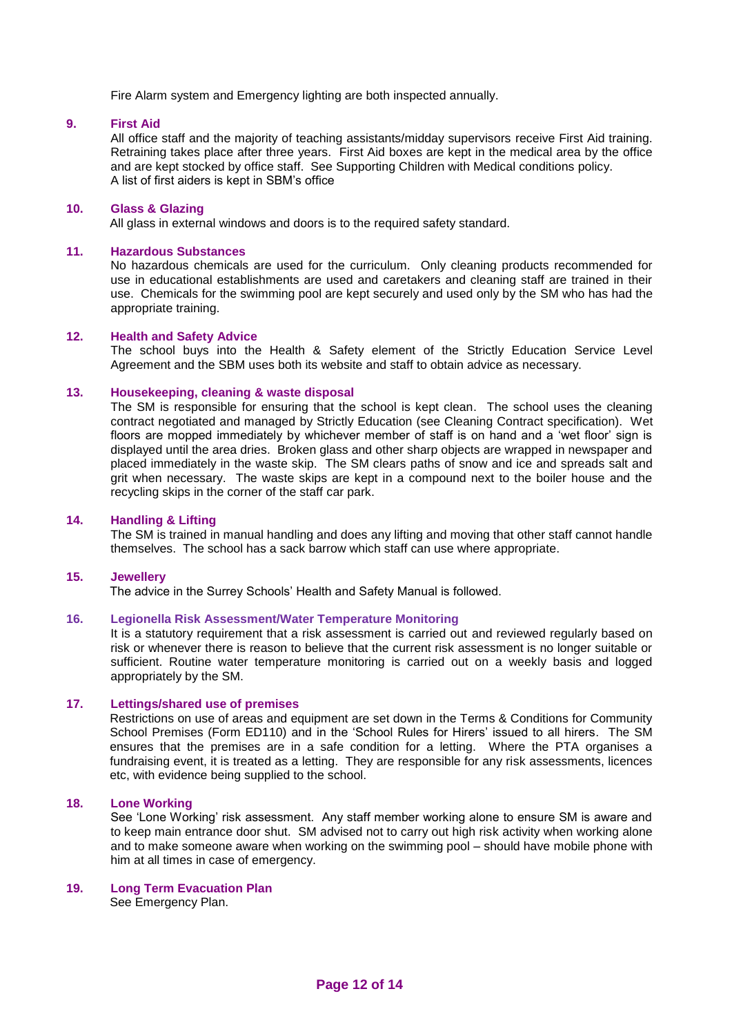Fire Alarm system and Emergency lighting are both inspected annually.

### 9. First Aid

All office staff and the majority of teaching assistants/midday supervisors receive First Aid training. Retraining takes place after three years. First Aid boxes are kept in the medical area by the office and are kept stocked by office staff. See Supporting Children with Medical conditions policy.
A list of first aiders is kept in SBM's office

### 10. Glass & Glazing

All glass in external windows and doors is to the required safety standard.

### 11. Hazardous Substances

No hazardous chemicals are used for the curriculum. Only cleaning products recommended for use in educational establishments are used and caretakers and cleaning staff are trained in their use. Chemicals for the swimming pool are kept securely and used only by the SM who has had the appropriate training.

### 12. Health and Safety Advice

The school buys into the Health & Safety element of the Strictly Education Service Level Agreement and the SBM uses both its website and staff to obtain advice as necessary.

### 13. Housekeeping, cleaning & waste disposal

The SM is responsible for ensuring that the school is kept clean. The school uses the cleaning contract negotiated and managed by Strictly Education (see Cleaning Contract specification). Wet floors are mopped immediately by whichever member of staff is on hand and a 'wet floor' sign is displayed until the area dries. Broken glass and other sharp objects are wrapped in newspaper and placed immediately in the waste skip. The SM clears paths of snow and ice and spreads salt and grit when necessary. The waste skips are kept in a compound next to the boiler house and the recycling skips in the corner of the staff car park.

### 14. Handling & Lifting

The SM is trained in manual handling and does any lifting and moving that other staff cannot handle themselves. The school has a sack barrow which staff can use where appropriate.

### 15. Jewellery

The advice in the Surrey Schools' Health and Safety Manual is followed.

### 16. Legionella Risk Assessment/Water Temperature Monitoring

It is a statutory requirement that a risk assessment is carried out and reviewed regularly based on risk or whenever there is reason to believe that the current risk assessment is no longer suitable or sufficient. Routine water temperature monitoring is carried out on a weekly basis and logged appropriately by the SM.

### 17. Lettings/shared use of premises

Restrictions on use of areas and equipment are set down in the Terms & Conditions for Community School Premises (Form ED110) and in the 'School Rules for Hirers' issued to all hirers. The SM ensures that the premises are in a safe condition for a letting. Where the PTA organises a fundraising event, it is treated as a letting. They are responsible for any risk assessments, licences etc, with evidence being supplied to the school.

### 18. Lone Working

See 'Lone Working' risk assessment. Any staff member working alone to ensure SM is aware and to keep main entrance door shut. SM advised not to carry out high risk activity when working alone and to make someone aware when working on the swimming pool – should have mobile phone with him at all times in case of emergency.

### 19. Long Term Evacuation Plan

See Emergency Plan.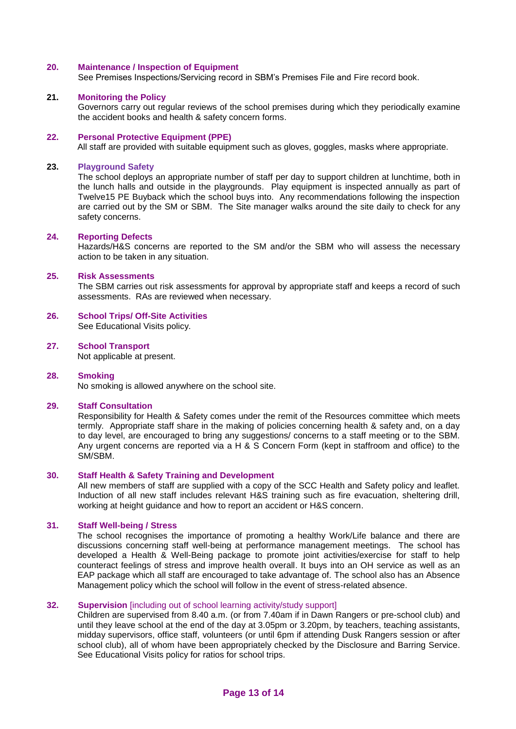### 20. Maintenance / Inspection of Equipment

See Premises Inspections/Servicing record in SBM's Premises File and Fire record book.

### 21. Monitoring the Policy

Governors carry out regular reviews of the school premises during which they periodically examine the accident books and health & safety concern forms.

### 22. Personal Protective Equipment (PPE)

All staff are provided with suitable equipment such as gloves, goggles, masks where appropriate.

### 23. Playground Safety

The school deploys an appropriate number of staff per day to support children at lunchtime, both in the lunch halls and outside in the playgrounds. Play equipment is inspected annually as part of Twelve15 PE Buyback which the school buys into. Any recommendations following the inspection are carried out by the SM or SBM. The Site manager walks around the site daily to check for any safety concerns.

### 24. Reporting Defects

Hazards/H&S concerns are reported to the SM and/or the SBM who will assess the necessary action to be taken in any situation.

### 25. Risk Assessments

The SBM carries out risk assessments for approval by appropriate staff and keeps a record of such assessments. RAs are reviewed when necessary.

### 26. School Trips/ Off-Site Activities

See Educational Visits policy.

### 27. School Transport

Not applicable at present.

### 28. Smoking

No smoking is allowed anywhere on the school site.

### 29. Staff Consultation

Responsibility for Health & Safety comes under the remit of the Resources committee which meets termly. Appropriate staff share in the making of policies concerning health & safety and, on a day to day level, are encouraged to bring any suggestions/ concerns to a staff meeting or to the SBM. Any urgent concerns are reported via a H & S Concern Form (kept in staffroom and office) to the SM/SBM.

### 30. Staff Health & Safety Training and Development

All new members of staff are supplied with a copy of the SCC Health and Safety policy and leaflet. Induction of all new staff includes relevant H&S training such as fire evacuation, sheltering drill, working at height guidance and how to report an accident or H&S concern.

### 31. Staff Well-being / Stress

The school recognises the importance of promoting a healthy Work/Life balance and there are discussions concerning staff well-being at performance management meetings. The school has developed a Health & Well-Being package to promote joint activities/exercise for staff to help counteract feelings of stress and improve health overall. It buys into an OH service as well as an EAP package which all staff are encouraged to take advantage of. The school also has an Absence Management policy which the school will follow in the event of stress-related absence.

### 32. Supervision [including out of school learning activity/study support]

Children are supervised from 8.40 a.m. (or from 7.40am if in Dawn Rangers or pre-school club) and until they leave school at the end of the day at 3.05pm or 3.20pm, by teachers, teaching assistants, midday supervisors, office staff, volunteers (or until 6pm if attending Dusk Rangers session or after school club), all of whom have been appropriately checked by the Disclosure and Barring Service. See Educational Visits policy for ratios for school trips.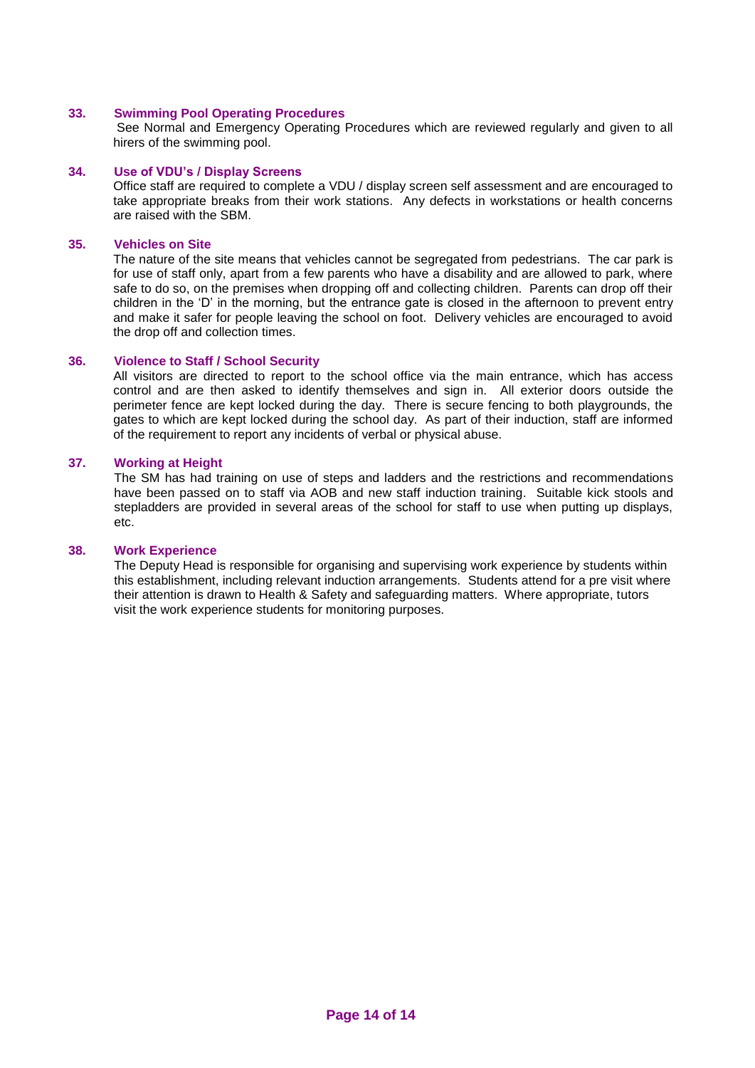### 33. Swimming Pool Operating Procedures

See Normal and Emergency Operating Procedures which are reviewed regularly and given to all hirers of the swimming pool.

### 34. Use of VDU's / Display Screens

Office staff are required to complete a VDU / display screen self assessment and are encouraged to take appropriate breaks from their work stations. Any defects in workstations or health concerns are raised with the SBM.

### 35. Vehicles on Site

The nature of the site means that vehicles cannot be segregated from pedestrians. The car park is for use of staff only, apart from a few parents who have a disability and are allowed to park, where safe to do so, on the premises when dropping off and collecting children. Parents can drop off their children in the 'D' in the morning, but the entrance gate is closed in the afternoon to prevent entry and make it safer for people leaving the school on foot. Delivery vehicles are encouraged to avoid the drop off and collection times.

### 36. Violence to Staff / School Security

All visitors are directed to report to the school office via the main entrance, which has access control and are then asked to identify themselves and sign in. All exterior doors outside the perimeter fence are kept locked during the day. There is secure fencing to both playgrounds, the gates to which are kept locked during the school day. As part of their induction, staff are informed of the requirement to report any incidents of verbal or physical abuse.

### 37. Working at Height

The SM has had training on use of steps and ladders and the restrictions and recommendations have been passed on to staff via AOB and new staff induction training. Suitable kick stools and stepladders are provided in several areas of the school for staff to use when putting up displays, etc.

### 38. Work Experience

The Deputy Head is responsible for organising and supervising work experience by students within this establishment, including relevant induction arrangements. Students attend for a pre visit where their attention is drawn to Health & Safety and safeguarding matters. Where appropriate, tutors visit the work experience students for monitoring purposes.